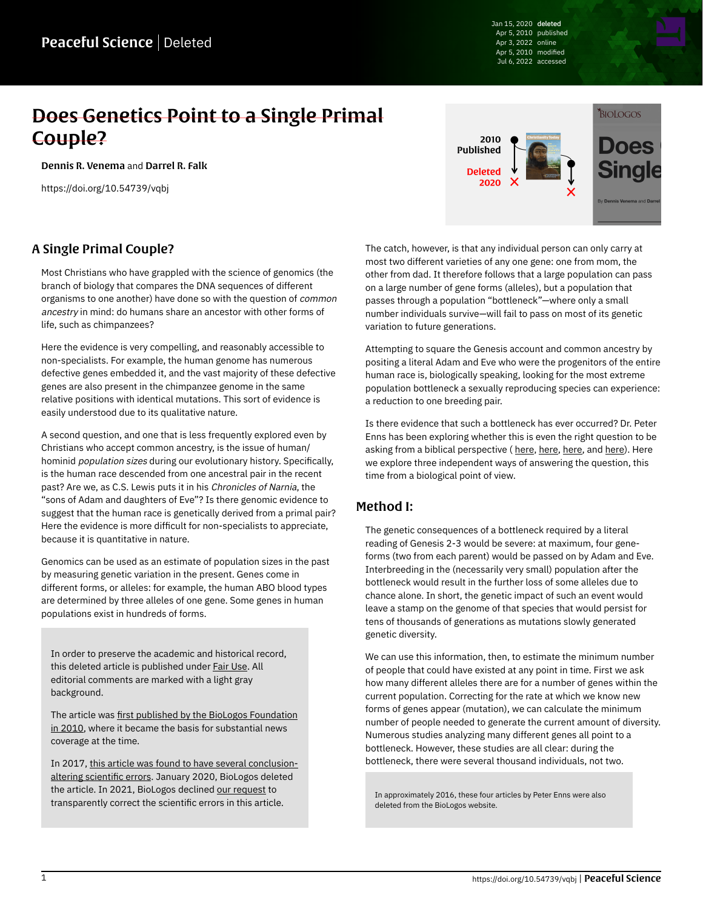Peaceful Science | Deleted

Jan 15, 2020 deleted
Apr 5, 2010 published
Apr 3, 2022 online
Apr 5, 2010 modified
Jul 6, 2022 accessed

# ~~Does Genetics Point to a Single Primal Couple?~~

**Dennis R. Venema** and **Darrel R. Falk**

https://doi.org/10.54739/vqbj

## A Single Primal Couple?

Most Christians who have grappled with the science of genomics (the branch of biology that compares the DNA sequences of different organisms to one another) have done so with the question of *common ancestry* in mind: do humans share an ancestor with other forms of life, such as chimpanzees?

Here the evidence is very compelling, and reasonably accessible to non-specialists. For example, the human genome has numerous defective genes embedded it, and the vast majority of these defective genes are also present in the chimpanzee genome in the same relative positions with identical mutations. This sort of evidence is easily understood due to its qualitative nature.

A second question, and one that is less frequently explored even by Christians who accept common ancestry, is the issue of human/hominid *population sizes* during our evolutionary history. Specifically, is the human race descended from one ancestral pair in the recent past? Are we, as C.S. Lewis puts it in his *Chronicles of Narnia*, the "sons of Adam and daughters of Eve"? Is there genomic evidence to suggest that the human race is genetically derived from a primal pair? Here the evidence is more difficult for non-specialists to appreciate, because it is quantitative in nature.

Genomics can be used as an estimate of population sizes in the past by measuring genetic variation in the present. Genes come in different forms, or alleles: for example, the human ABO blood types are determined by three alleles of one gene. Some genes in human populations exist in hundreds of forms.

> In order to preserve the academic and historical record, this deleted article is published under Fair Use. All editorial comments are marked with a light gray background.
>
> The article was first published by the BioLogos Foundation in 2010, where it became the basis for substantial news coverage at the time.
>
> In 2017, this article was found to have several conclusion-altering scientific errors. January 2020, BioLogos deleted the article. In 2021, BioLogos declined our request to transparently correct the scientific errors in this article.

The catch, however, is that any individual person can only carry at most two different varieties of any one gene: one from mom, the other from dad. It therefore follows that a large population can pass on a large number of gene forms (alleles), but a population that passes through a population "bottleneck"—where only a small number individuals survive—will fail to pass on most of its genetic variation to future generations.

Attempting to square the Genesis account and common ancestry by positing a literal Adam and Eve who were the progenitors of the entire human race is, biologically speaking, looking for the most extreme population bottleneck a sexually reproducing species can experience: a reduction to one breeding pair.

Is there evidence that such a bottleneck has ever occurred? Dr. Peter Enns has been exploring whether this is even the right question to be asking from a biblical perspective ( here, here, here, and here). Here we explore three independent ways of answering the question, this time from a biological point of view.

## Method I:

The genetic consequences of a bottleneck required by a literal reading of Genesis 2-3 would be severe: at maximum, four gene-forms (two from each parent) would be passed on by Adam and Eve. Interbreeding in the (necessarily very small) population after the bottleneck would result in the further loss of some alleles due to chance alone. In short, the genetic impact of such an event would leave a stamp on the genome of that species that would persist for tens of thousands of generations as mutations slowly generated genetic diversity.

We can use this information, then, to estimate the minimum number of people that could have existed at any point in time. First we ask how many different alleles there are for a number of genes within the current population. Correcting for the rate at which we know new forms of genes appear (mutation), we can calculate the minimum number of people needed to generate the current amount of diversity. Numerous studies analyzing many different genes all point to a bottleneck. However, these studies are all clear: during the bottleneck, there were several thousand individuals, not two.

> In approximately 2016, these four articles by Peter Enns were also deleted from the BioLogos website.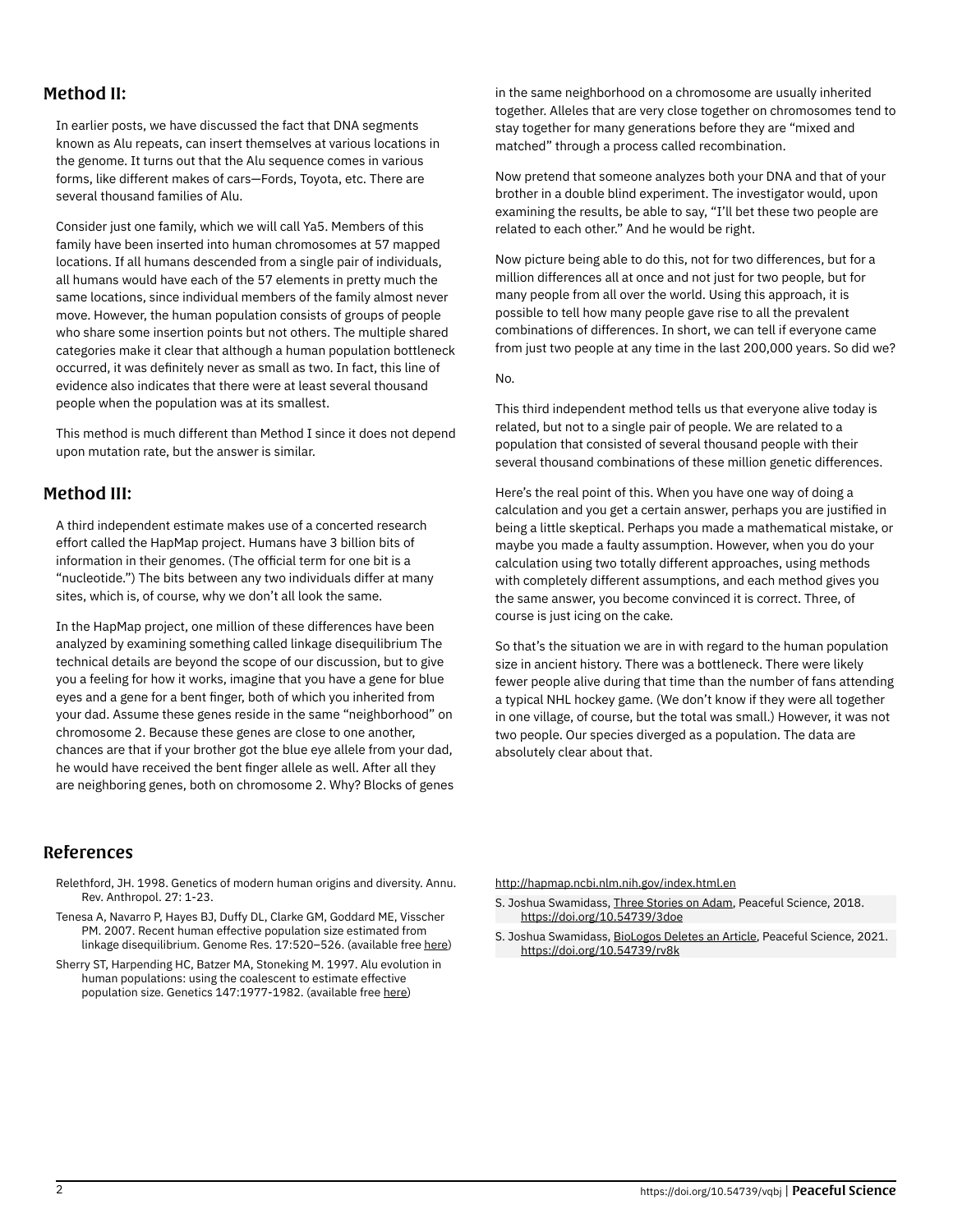## Method II:

In earlier posts, we have discussed the fact that DNA segments known as Alu repeats, can insert themselves at various locations in the genome. It turns out that the Alu sequence comes in various forms, like different makes of cars—Fords, Toyota, etc. There are several thousand families of Alu.

Consider just one family, which we will call Ya5. Members of this family have been inserted into human chromosomes at 57 mapped locations. If all humans descended from a single pair of individuals, all humans would have each of the 57 elements in pretty much the same locations, since individual members of the family almost never move. However, the human population consists of groups of people who share some insertion points but not others. The multiple shared categories make it clear that although a human population bottleneck occurred, it was definitely never as small as two. In fact, this line of evidence also indicates that there were at least several thousand people when the population was at its smallest.

This method is much different than Method I since it does not depend upon mutation rate, but the answer is similar.

## Method III:

A third independent estimate makes use of a concerted research effort called the HapMap project. Humans have 3 billion bits of information in their genomes. (The official term for one bit is a "nucleotide.") The bits between any two individuals differ at many sites, which is, of course, why we don't all look the same.

In the HapMap project, one million of these differences have been analyzed by examining something called linkage disequilibrium The technical details are beyond the scope of our discussion, but to give you a feeling for how it works, imagine that you have a gene for blue eyes and a gene for a bent finger, both of which you inherited from your dad. Assume these genes reside in the same "neighborhood" on chromosome 2. Because these genes are close to one another, chances are that if your brother got the blue eye allele from your dad, he would have received the bent finger allele as well. After all they are neighboring genes, both on chromosome 2. Why? Blocks of genes in the same neighborhood on a chromosome are usually inherited together. Alleles that are very close together on chromosomes tend to stay together for many generations before they are "mixed and matched" through a process called recombination.

Now pretend that someone analyzes both your DNA and that of your brother in a double blind experiment. The investigator would, upon examining the results, be able to say, "I'll bet these two people are related to each other." And he would be right.

Now picture being able to do this, not for two differences, but for a million differences all at once and not just for two people, but for many people from all over the world. Using this approach, it is possible to tell how many people gave rise to all the prevalent combinations of differences. In short, we can tell if everyone came from just two people at any time in the last 200,000 years. So did we?

No.

This third independent method tells us that everyone alive today is related, but not to a single pair of people. We are related to a population that consisted of several thousand people with their several thousand combinations of these million genetic differences.

Here's the real point of this. When you have one way of doing a calculation and you get a certain answer, perhaps you are justified in being a little skeptical. Perhaps you made a mathematical mistake, or maybe you made a faulty assumption. However, when you do your calculation using two totally different approaches, using methods with completely different assumptions, and each method gives you the same answer, you become convinced it is correct. Three, of course is just icing on the cake.

So that's the situation we are in with regard to the human population size in ancient history. There was a bottleneck. There were likely fewer people alive during that time than the number of fans attending a typical NHL hockey game. (We don't know if they were all together in one village, of course, but the total was small.) However, it was not two people. Our species diverged as a population. The data are absolutely clear about that.

## References

- Relethford, JH. 1998. Genetics of modern human origins and diversity. Annu. Rev. Anthropol. 27: 1-23.
- Tenesa A, Navarro P, Hayes BJ, Duffy DL, Clarke GM, Goddard ME, Visscher PM. 2007. Recent human effective population size estimated from linkage disequilibrium. Genome Res. 17:520–526. (available free here)
- Sherry ST, Harpending HC, Batzer MA, Stoneking M. 1997. Alu evolution in human populations: using the coalescent to estimate effective population size. Genetics 147:1977-1982. (available free here)
- http://hapmap.ncbi.nlm.nih.gov/index.html.en
- S. Joshua Swamidass, Three Stories on Adam, Peaceful Science, 2018. https://doi.org/10.54739/3doe
- S. Joshua Swamidass, BioLogos Deletes an Article, Peaceful Science, 2021. https://doi.org/10.54739/rv8k